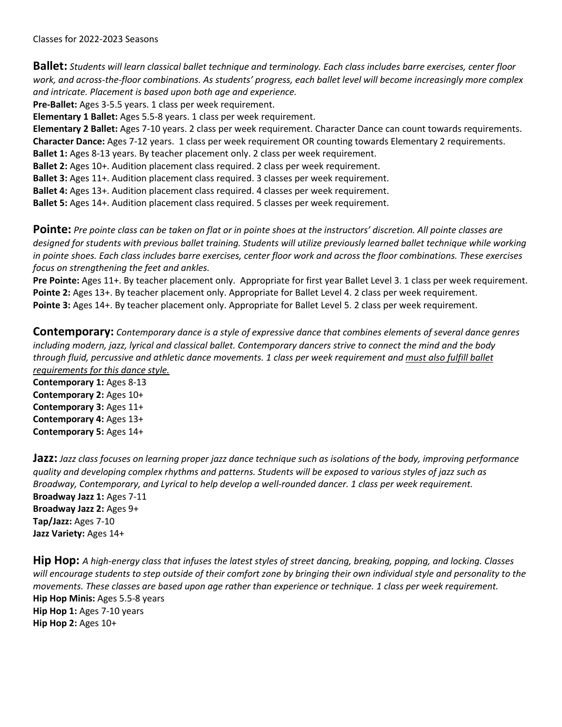Classes for 2022-2023 Seasons

**Ballet:** *Students will learn classical ballet technique and terminology. Each class includes barre exercises, center floor work, and across-the-floor combinations. As students' progress, each ballet level will become increasingly more complex and intricate. Placement is based upon both age and experience.*

**Pre-Ballet:** Ages 3-5.5 years. 1 class per week requirement.
**Elementary 1 Ballet:** Ages 5.5-8 years. 1 class per week requirement.
**Elementary 2 Ballet:** Ages 7-10 years. 2 class per week requirement. Character Dance can count towards requirements.
**Character Dance:** Ages 7-12 years. 1 class per week requirement OR counting towards Elementary 2 requirements.
**Ballet 1:** Ages 8-13 years. By teacher placement only. 2 class per week requirement.
**Ballet 2:** Ages 10+. Audition placement class required. 2 class per week requirement.
**Ballet 3:** Ages 11+. Audition placement class required. 3 classes per week requirement.
**Ballet 4:** Ages 13+. Audition placement class required. 4 classes per week requirement.
**Ballet 5:** Ages 14+. Audition placement class required. 5 classes per week requirement.

**Pointe:** *Pre pointe class can be taken on flat or in pointe shoes at the instructors' discretion. All pointe classes are designed for students with previous ballet training. Students will utilize previously learned ballet technique while working in pointe shoes. Each class includes barre exercises, center floor work and across the floor combinations. These exercises focus on strengthening the feet and ankles.*

**Pre Pointe:** Ages 11+. By teacher placement only. Appropriate for first year Ballet Level 3. 1 class per week requirement.
**Pointe 2:** Ages 13+. By teacher placement only. Appropriate for Ballet Level 4. 2 class per week requirement.
**Pointe 3:** Ages 14+. By teacher placement only. Appropriate for Ballet Level 5. 2 class per week requirement.

**Contemporary:** *Contemporary dance is a style of expressive dance that combines elements of several dance genres including modern, jazz, lyrical and classical ballet. Contemporary dancers strive to connect the mind and the body through fluid, percussive and athletic dance movements. 1 class per week requirement and <u>must also fulfill ballet requirements for this dance style.</u>*

**Contemporary 1:** Ages 8-13
**Contemporary 2:** Ages 10+
**Contemporary 3:** Ages 11+
**Contemporary 4:** Ages 13+
**Contemporary 5:** Ages 14+

**Jazz:** *Jazz class focuses on learning proper jazz dance technique such as isolations of the body, improving performance quality and developing complex rhythms and patterns. Students will be exposed to various styles of jazz such as Broadway, Contemporary, and Lyrical to help develop a well-rounded dancer. 1 class per week requirement.*

**Broadway Jazz 1:** Ages 7-11
**Broadway Jazz 2:** Ages 9+
**Tap/Jazz:** Ages 7-10
**Jazz Variety:** Ages 14+

**Hip Hop:** *A high-energy class that infuses the latest styles of street dancing, breaking, popping, and locking. Classes will encourage students to step outside of their comfort zone by bringing their own individual style and personality to the movements. These classes are based upon age rather than experience or technique. 1 class per week requirement.*

**Hip Hop Minis:** Ages 5.5-8 years
**Hip Hop 1:** Ages 7-10 years
**Hip Hop 2:** Ages 10+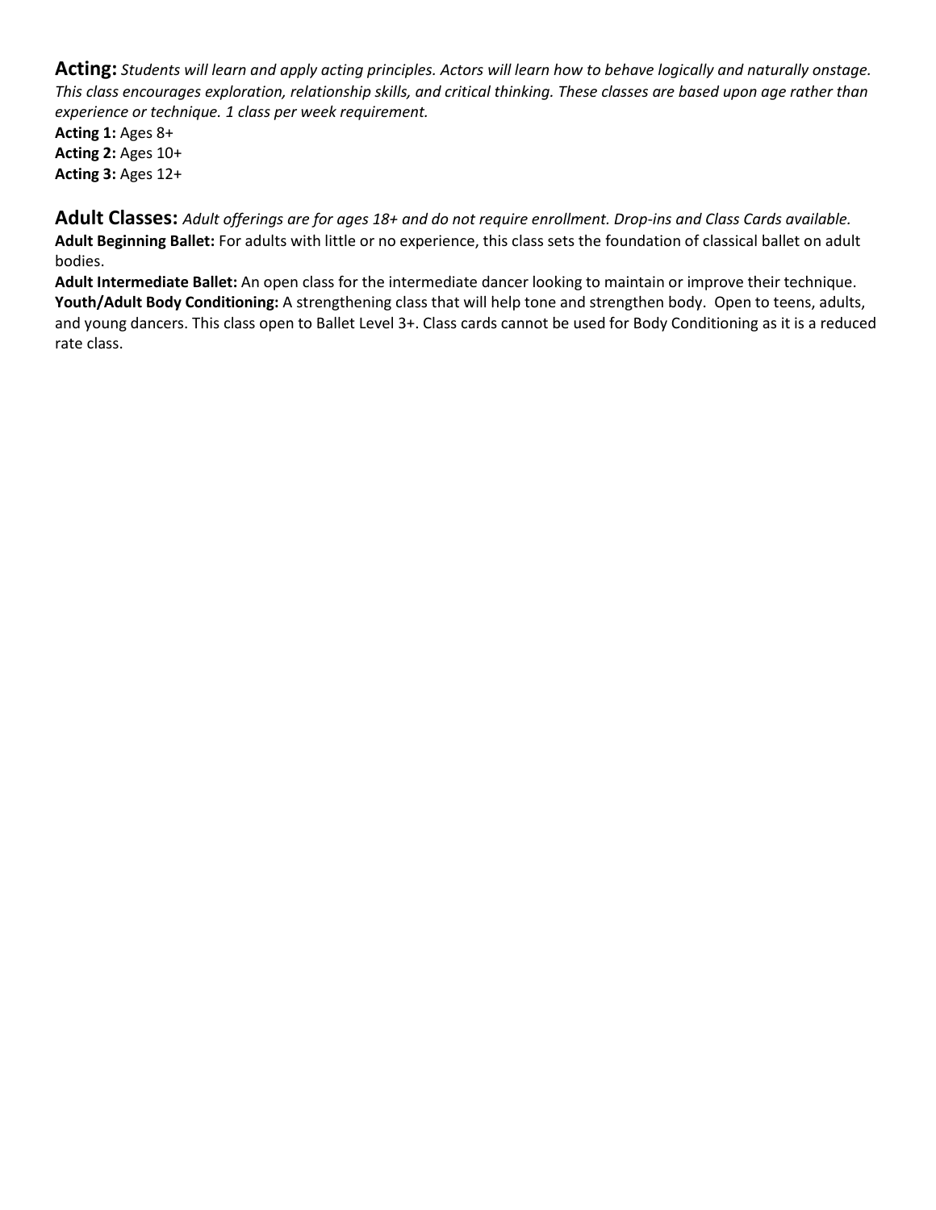**Acting:** *Students will learn and apply acting principles. Actors will learn how to behave logically and naturally onstage. This class encourages exploration, relationship skills, and critical thinking. These classes are based upon age rather than experience or technique. 1 class per week requirement.*

**Acting 1:** Ages 8+
**Acting 2:** Ages 10+
**Acting 3:** Ages 12+

**Adult Classes:** *Adult offerings are for ages 18+ and do not require enrollment. Drop-ins and Class Cards available.*

**Adult Beginning Ballet:** For adults with little or no experience, this class sets the foundation of classical ballet on adult bodies.

**Adult Intermediate Ballet:** An open class for the intermediate dancer looking to maintain or improve their technique.

**Youth/Adult Body Conditioning:** A strengthening class that will help tone and strengthen body. Open to teens, adults, and young dancers. This class open to Ballet Level 3+. Class cards cannot be used for Body Conditioning as it is a reduced rate class.